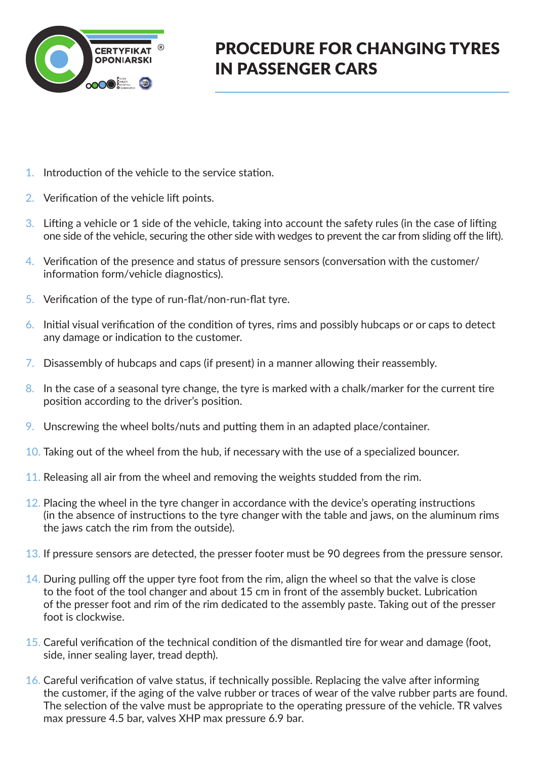# PROCEDURE FOR CHANGING TYRES IN PASSENGER CARS

1. Introduction of the vehicle to the service station.
2. Verification of the vehicle lift points.
3. Lifting a vehicle or 1 side of the vehicle, taking into account the safety rules (in the case of lifting one side of the vehicle, securing the other side with wedges to prevent the car from sliding off the lift).
4. Verification of the presence and status of pressure sensors (conversation with the customer/ information form/vehicle diagnostics).
5. Verification of the type of run-flat/non-run-flat tyre.
6. Initial visual verification of the condition of tyres, rims and possibly hubcaps or or caps to detect any damage or indication to the customer.
7. Disassembly of hubcaps and caps (if present) in a manner allowing their reassembly.
8. In the case of a seasonal tyre change, the tyre is marked with a chalk/marker for the current tire position according to the driver's position.
9. Unscrewing the wheel bolts/nuts and putting them in an adapted place/container.
10. Taking out of the wheel from the hub, if necessary with the use of a specialized bouncer.
11. Releasing all air from the wheel and removing the weights studded from the rim.
12. Placing the wheel in the tyre changer in accordance with the device's operating instructions (in the absence of instructions to the tyre changer with the table and jaws, on the aluminum rims the jaws catch the rim from the outside).
13. If pressure sensors are detected, the presser footer must be 90 degrees from the pressure sensor.
14. During pulling off the upper tyre foot from the rim, align the wheel so that the valve is close to the foot of the tool changer and about 15 cm in front of the assembly bucket. Lubrication of the presser foot and rim of the rim dedicated to the assembly paste. Taking out of the presser foot is clockwise.
15. Careful verification of the technical condition of the dismantled tire for wear and damage (foot, side, inner sealing layer, tread depth).
16. Careful verification of valve status, if technically possible. Replacing the valve after informing the customer, if the aging of the valve rubber or traces of wear of the valve rubber parts are found. The selection of the valve must be appropriate to the operating pressure of the vehicle. TR valves max pressure 4.5 bar, valves XHP max pressure 6.9 bar.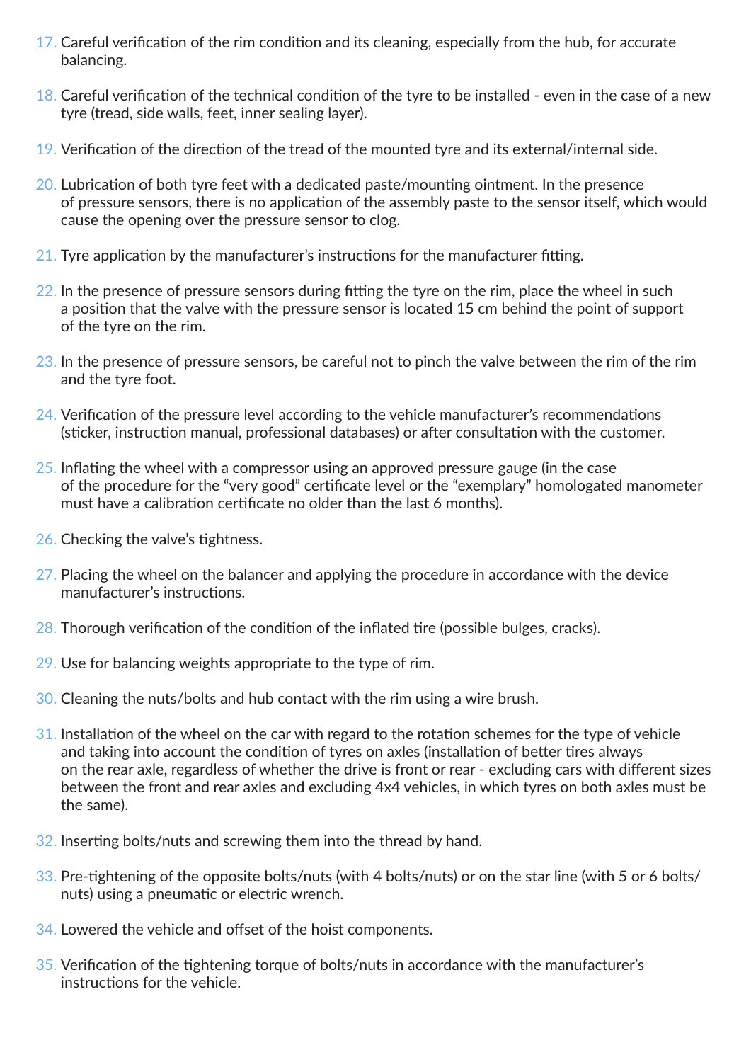17. Careful verification of the rim condition and its cleaning, especially from the hub, for accurate balancing.

18. Careful verification of the technical condition of the tyre to be installed - even in the case of a new tyre (tread, side walls, feet, inner sealing layer).

19. Verification of the direction of the tread of the mounted tyre and its external/internal side.

20. Lubrication of both tyre feet with a dedicated paste/mounting ointment. In the presence of pressure sensors, there is no application of the assembly paste to the sensor itself, which would cause the opening over the pressure sensor to clog.

21. Tyre application by the manufacturer's instructions for the manufacturer fitting.

22. In the presence of pressure sensors during fitting the tyre on the rim, place the wheel in such a position that the valve with the pressure sensor is located 15 cm behind the point of support of the tyre on the rim.

23. In the presence of pressure sensors, be careful not to pinch the valve between the rim of the rim and the tyre foot.

24. Verification of the pressure level according to the vehicle manufacturer's recommendations (sticker, instruction manual, professional databases) or after consultation with the customer.

25. Inflating the wheel with a compressor using an approved pressure gauge (in the case of the procedure for the "very good" certificate level or the "exemplary" homologated manometer must have a calibration certificate no older than the last 6 months).

26. Checking the valve's tightness.

27. Placing the wheel on the balancer and applying the procedure in accordance with the device manufacturer's instructions.

28. Thorough verification of the condition of the inflated tire (possible bulges, cracks).

29. Use for balancing weights appropriate to the type of rim.

30. Cleaning the nuts/bolts and hub contact with the rim using a wire brush.

31. Installation of the wheel on the car with regard to the rotation schemes for the type of vehicle and taking into account the condition of tyres on axles (installation of better tires always on the rear axle, regardless of whether the drive is front or rear - excluding cars with different sizes between the front and rear axles and excluding 4x4 vehicles, in which tyres on both axles must be the same).

32. Inserting bolts/nuts and screwing them into the thread by hand.

33. Pre-tightening of the opposite bolts/nuts (with 4 bolts/nuts) or on the star line (with 5 or 6 bolts/nuts) using a pneumatic or electric wrench.

34. Lowered the vehicle and offset of the hoist components.

35. Verification of the tightening torque of bolts/nuts in accordance with the manufacturer's instructions for the vehicle.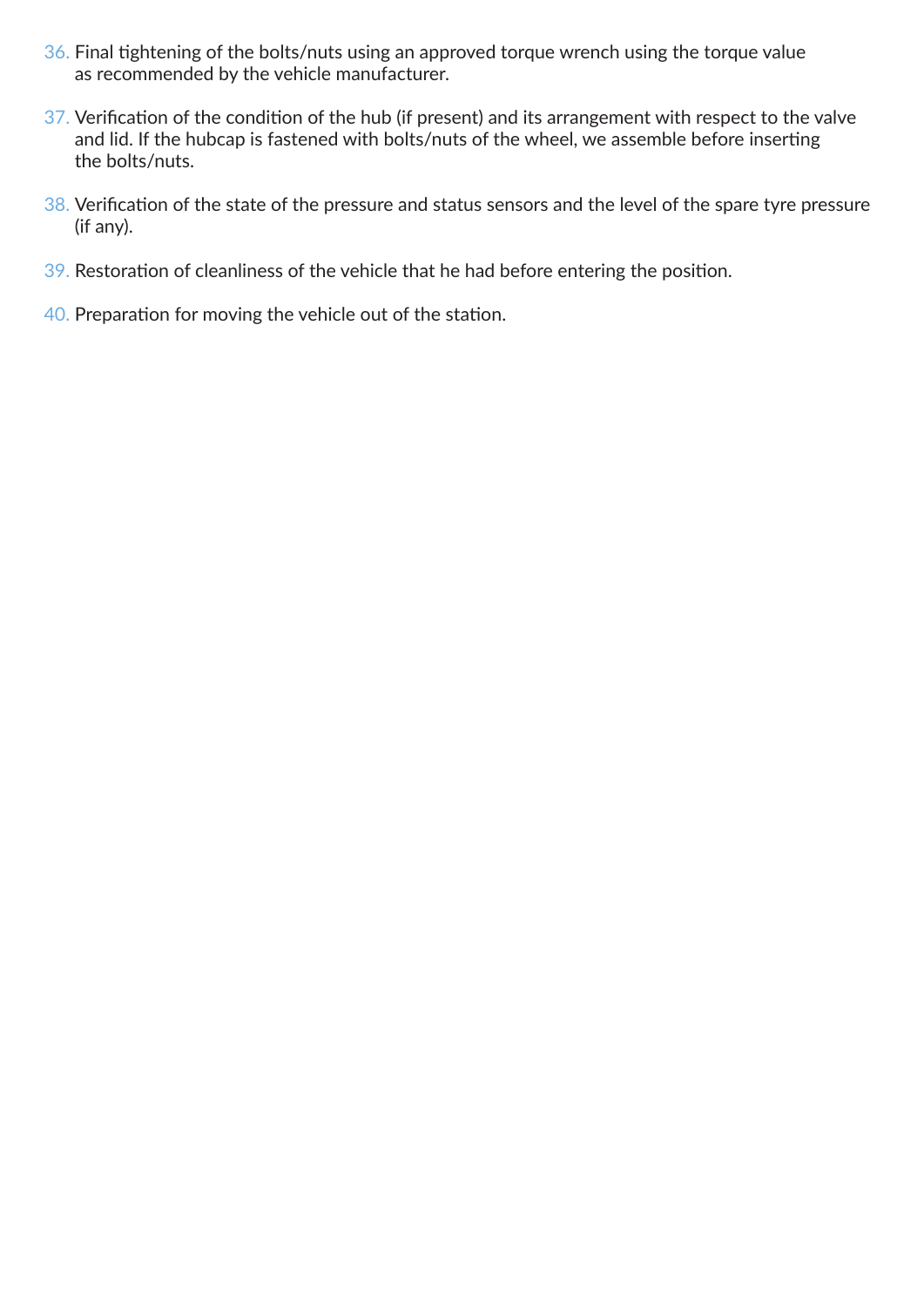36. Final tightening of the bolts/nuts using an approved torque wrench using the torque value as recommended by the vehicle manufacturer.

37. Verification of the condition of the hub (if present) and its arrangement with respect to the valve and lid. If the hubcap is fastened with bolts/nuts of the wheel, we assemble before inserting the bolts/nuts.

38. Verification of the state of the pressure and status sensors and the level of the spare tyre pressure (if any).

39. Restoration of cleanliness of the vehicle that he had before entering the position.

40. Preparation for moving the vehicle out of the station.